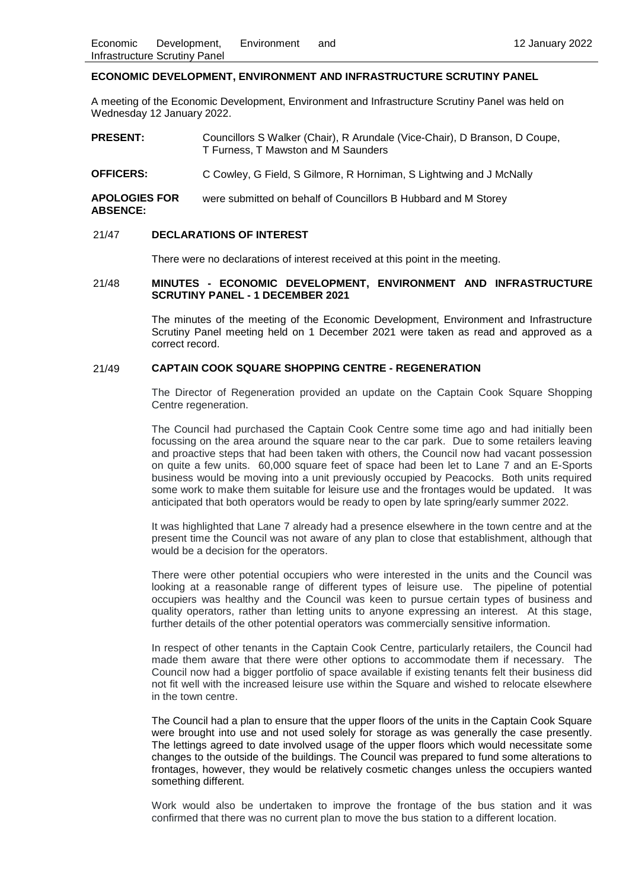# ECONOMIC DEVELOPMENT, ENVIRONMENT AND INFRASTRUCTURE SCRUTINY PANEL

A meeting of the Economic Development, Environment and Infrastructure Scrutiny Panel was held on Wednesday 12 January 2022.

**PRESENT:** Councillors S Walker (Chair), R Arundale (Vice-Chair), D Branson, D Coupe, T Furness, T Mawston and M Saunders

**OFFICERS:** C Cowley, G Field, S Gilmore, R Horniman, S Lightwing and J McNally

**APOLOGIES FOR ABSENCE:** were submitted on behalf of Councillors B Hubbard and M Storey

## 21/47 DECLARATIONS OF INTEREST

There were no declarations of interest received at this point in the meeting.

## 21/48 MINUTES - ECONOMIC DEVELOPMENT, ENVIRONMENT AND INFRASTRUCTURE SCRUTINY PANEL - 1 DECEMBER 2021

The minutes of the meeting of the Economic Development, Environment and Infrastructure Scrutiny Panel meeting held on 1 December 2021 were taken as read and approved as a correct record.

## 21/49 CAPTAIN COOK SQUARE SHOPPING CENTRE - REGENERATION

The Director of Regeneration provided an update on the Captain Cook Square Shopping Centre regeneration.

The Council had purchased the Captain Cook Centre some time ago and had initially been focussing on the area around the square near to the car park. Due to some retailers leaving and proactive steps that had been taken with others, the Council now had vacant possession on quite a few units. 60,000 square feet of space had been let to Lane 7 and an E-Sports business would be moving into a unit previously occupied by Peacocks. Both units required some work to make them suitable for leisure use and the frontages would be updated. It was anticipated that both operators would be ready to open by late spring/early summer 2022.

It was highlighted that Lane 7 already had a presence elsewhere in the town centre and at the present time the Council was not aware of any plan to close that establishment, although that would be a decision for the operators.

There were other potential occupiers who were interested in the units and the Council was looking at a reasonable range of different types of leisure use. The pipeline of potential occupiers was healthy and the Council was keen to pursue certain types of business and quality operators, rather than letting units to anyone expressing an interest. At this stage, further details of the other potential operators was commercially sensitive information.

In respect of other tenants in the Captain Cook Centre, particularly retailers, the Council had made them aware that there were other options to accommodate them if necessary. The Council now had a bigger portfolio of space available if existing tenants felt their business did not fit well with the increased leisure use within the Square and wished to relocate elsewhere in the town centre.

The Council had a plan to ensure that the upper floors of the units in the Captain Cook Square were brought into use and not used solely for storage as was generally the case presently. The lettings agreed to date involved usage of the upper floors which would necessitate some changes to the outside of the buildings. The Council was prepared to fund some alterations to frontages, however, they would be relatively cosmetic changes unless the occupiers wanted something different.

Work would also be undertaken to improve the frontage of the bus station and it was confirmed that there was no current plan to move the bus station to a different location.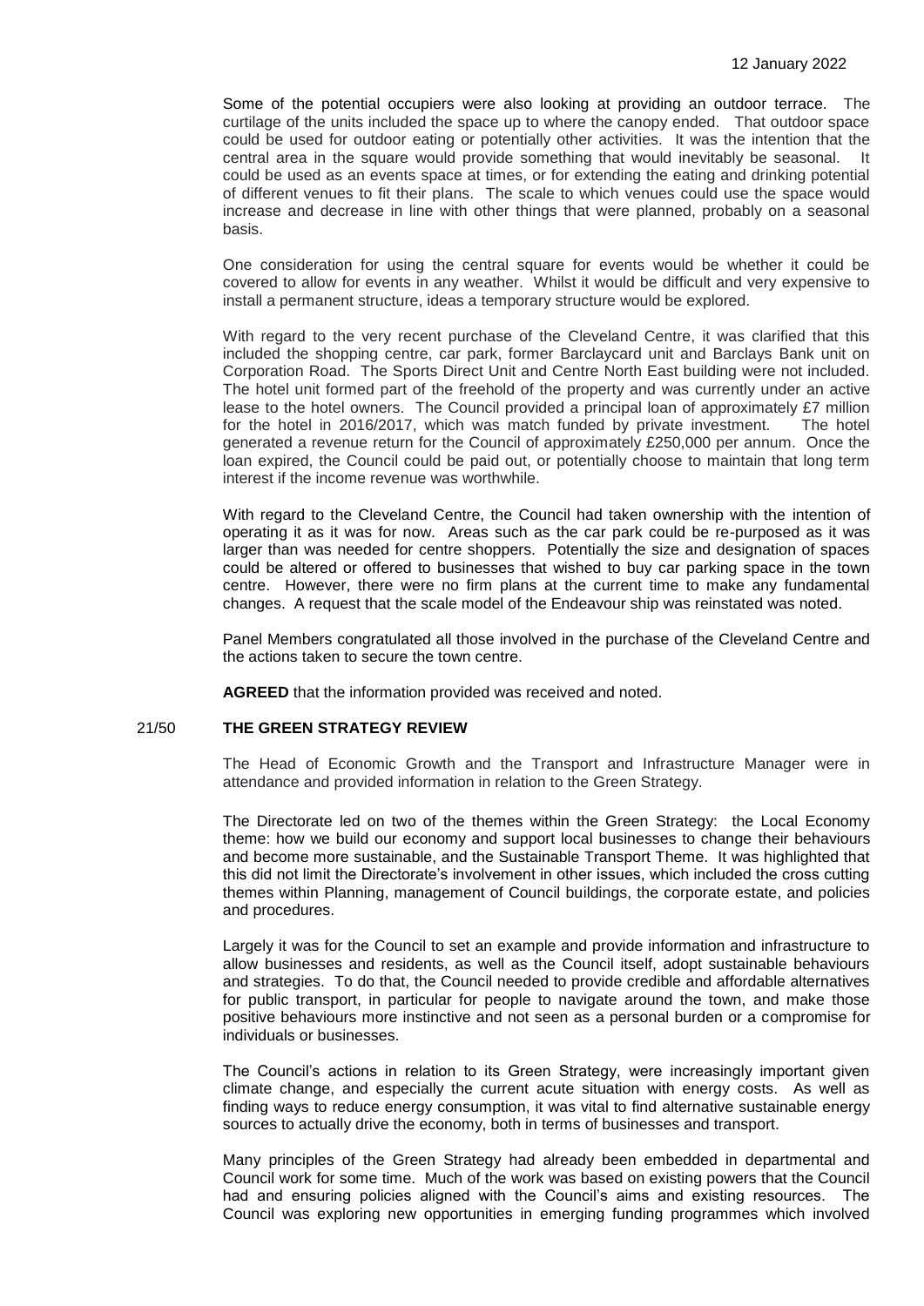Some of the potential occupiers were also looking at providing an outdoor terrace. The curtilage of the units included the space up to where the canopy ended. That outdoor space could be used for outdoor eating or potentially other activities. It was the intention that the central area in the square would provide something that would inevitably be seasonal. It could be used as an events space at times, or for extending the eating and drinking potential of different venues to fit their plans. The scale to which venues could use the space would increase and decrease in line with other things that were planned, probably on a seasonal basis.

One consideration for using the central square for events would be whether it could be covered to allow for events in any weather. Whilst it would be difficult and very expensive to install a permanent structure, ideas a temporary structure would be explored.

With regard to the very recent purchase of the Cleveland Centre, it was clarified that this included the shopping centre, car park, former Barclaycard unit and Barclays Bank unit on Corporation Road. The Sports Direct Unit and Centre North East building were not included. The hotel unit formed part of the freehold of the property and was currently under an active lease to the hotel owners. The Council provided a principal loan of approximately £7 million for the hotel in 2016/2017, which was match funded by private investment. The hotel generated a revenue return for the Council of approximately £250,000 per annum. Once the loan expired, the Council could be paid out, or potentially choose to maintain that long term interest if the income revenue was worthwhile.

With regard to the Cleveland Centre, the Council had taken ownership with the intention of operating it as it was for now. Areas such as the car park could be re-purposed as it was larger than was needed for centre shoppers. Potentially the size and designation of spaces could be altered or offered to businesses that wished to buy car parking space in the town centre. However, there were no firm plans at the current time to make any fundamental changes. A request that the scale model of the Endeavour ship was reinstated was noted.

Panel Members congratulated all those involved in the purchase of the Cleveland Centre and the actions taken to secure the town centre.

**AGREED** that the information provided was received and noted.

## 21/50 THE GREEN STRATEGY REVIEW

The Head of Economic Growth and the Transport and Infrastructure Manager were in attendance and provided information in relation to the Green Strategy.

The Directorate led on two of the themes within the Green Strategy: the Local Economy theme: how we build our economy and support local businesses to change their behaviours and become more sustainable, and the Sustainable Transport Theme. It was highlighted that this did not limit the Directorate's involvement in other issues, which included the cross cutting themes within Planning, management of Council buildings, the corporate estate, and policies and procedures.

Largely it was for the Council to set an example and provide information and infrastructure to allow businesses and residents, as well as the Council itself, adopt sustainable behaviours and strategies. To do that, the Council needed to provide credible and affordable alternatives for public transport, in particular for people to navigate around the town, and make those positive behaviours more instinctive and not seen as a personal burden or a compromise for individuals or businesses.

The Council's actions in relation to its Green Strategy, were increasingly important given climate change, and especially the current acute situation with energy costs. As well as finding ways to reduce energy consumption, it was vital to find alternative sustainable energy sources to actually drive the economy, both in terms of businesses and transport.

Many principles of the Green Strategy had already been embedded in departmental and Council work for some time. Much of the work was based on existing powers that the Council had and ensuring policies aligned with the Council's aims and existing resources. The Council was exploring new opportunities in emerging funding programmes which involved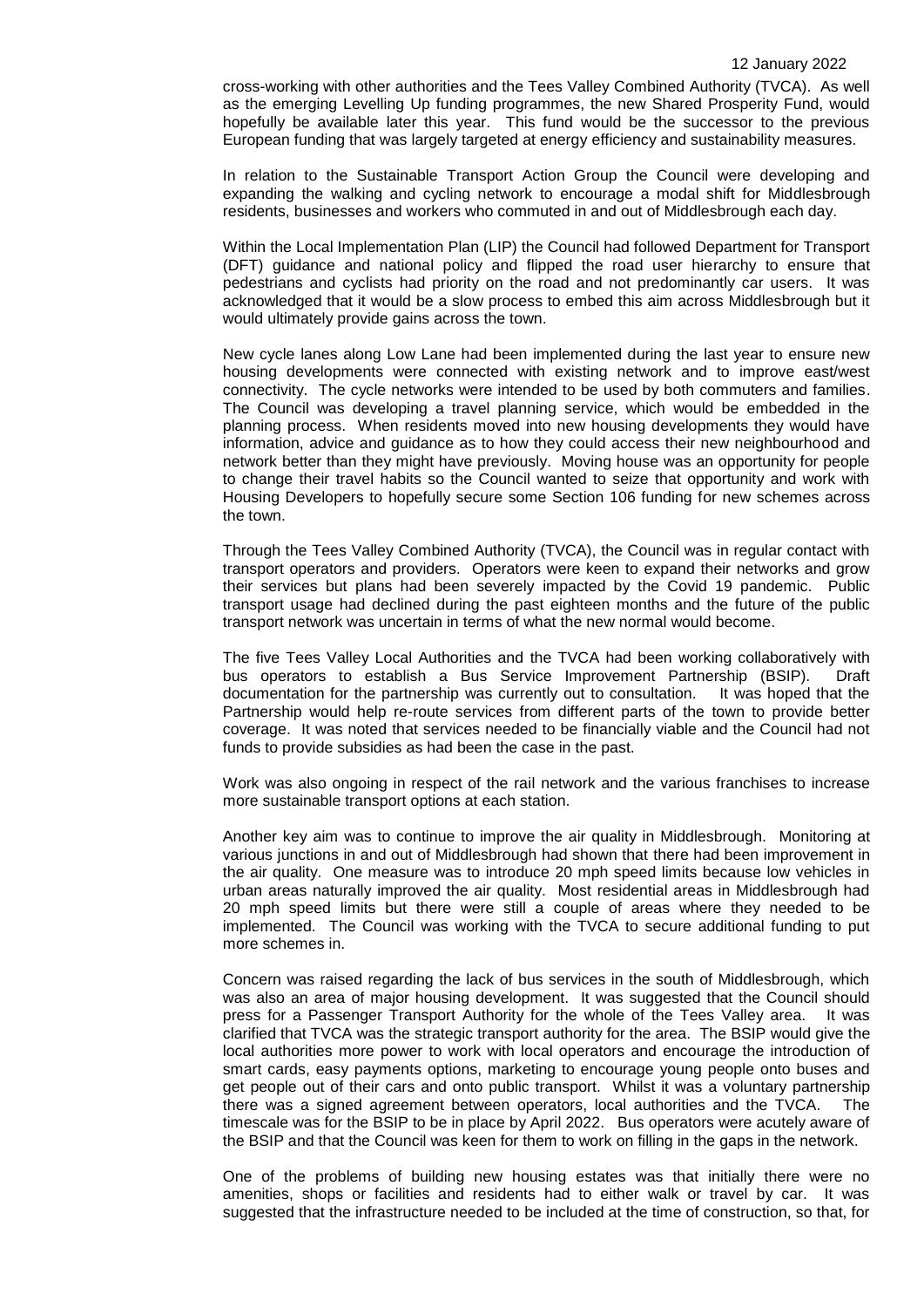cross-working with other authorities and the Tees Valley Combined Authority (TVCA). As well as the emerging Levelling Up funding programmes, the new Shared Prosperity Fund, would hopefully be available later this year. This fund would be the successor to the previous European funding that was largely targeted at energy efficiency and sustainability measures.

In relation to the Sustainable Transport Action Group the Council were developing and expanding the walking and cycling network to encourage a modal shift for Middlesbrough residents, businesses and workers who commuted in and out of Middlesbrough each day.

Within the Local Implementation Plan (LIP) the Council had followed Department for Transport (DFT) guidance and national policy and flipped the road user hierarchy to ensure that pedestrians and cyclists had priority on the road and not predominantly car users. It was acknowledged that it would be a slow process to embed this aim across Middlesbrough but it would ultimately provide gains across the town.

New cycle lanes along Low Lane had been implemented during the last year to ensure new housing developments were connected with existing network and to improve east/west connectivity. The cycle networks were intended to be used by both commuters and families. The Council was developing a travel planning service, which would be embedded in the planning process. When residents moved into new housing developments they would have information, advice and guidance as to how they could access their new neighbourhood and network better than they might have previously. Moving house was an opportunity for people to change their travel habits so the Council wanted to seize that opportunity and work with Housing Developers to hopefully secure some Section 106 funding for new schemes across the town.

Through the Tees Valley Combined Authority (TVCA), the Council was in regular contact with transport operators and providers. Operators were keen to expand their networks and grow their services but plans had been severely impacted by the Covid 19 pandemic. Public transport usage had declined during the past eighteen months and the future of the public transport network was uncertain in terms of what the new normal would become.

The five Tees Valley Local Authorities and the TVCA had been working collaboratively with bus operators to establish a Bus Service Improvement Partnership (BSIP). Draft documentation for the partnership was currently out to consultation. It was hoped that the Partnership would help re-route services from different parts of the town to provide better coverage. It was noted that services needed to be financially viable and the Council had not funds to provide subsidies as had been the case in the past.

Work was also ongoing in respect of the rail network and the various franchises to increase more sustainable transport options at each station.

Another key aim was to continue to improve the air quality in Middlesbrough. Monitoring at various junctions in and out of Middlesbrough had shown that there had been improvement in the air quality. One measure was to introduce 20 mph speed limits because low vehicles in urban areas naturally improved the air quality. Most residential areas in Middlesbrough had 20 mph speed limits but there were still a couple of areas where they needed to be implemented. The Council was working with the TVCA to secure additional funding to put more schemes in.

Concern was raised regarding the lack of bus services in the south of Middlesbrough, which was also an area of major housing development. It was suggested that the Council should press for a Passenger Transport Authority for the whole of the Tees Valley area. It was clarified that TVCA was the strategic transport authority for the area. The BSIP would give the local authorities more power to work with local operators and encourage the introduction of smart cards, easy payments options, marketing to encourage young people onto buses and get people out of their cars and onto public transport. Whilst it was a voluntary partnership there was a signed agreement between operators, local authorities and the TVCA. The timescale was for the BSIP to be in place by April 2022. Bus operators were acutely aware of the BSIP and that the Council was keen for them to work on filling in the gaps in the network.

One of the problems of building new housing estates was that initially there were no amenities, shops or facilities and residents had to either walk or travel by car. It was suggested that the infrastructure needed to be included at the time of construction, so that, for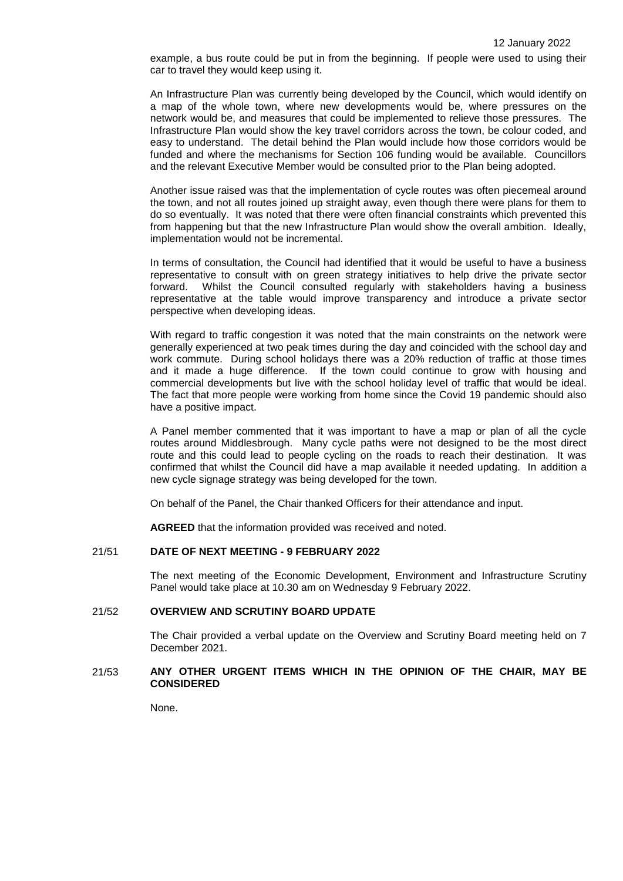example, a bus route could be put in from the beginning. If people were used to using their car to travel they would keep using it.

An Infrastructure Plan was currently being developed by the Council, which would identify on a map of the whole town, where new developments would be, where pressures on the network would be, and measures that could be implemented to relieve those pressures. The Infrastructure Plan would show the key travel corridors across the town, be colour coded, and easy to understand. The detail behind the Plan would include how those corridors would be funded and where the mechanisms for Section 106 funding would be available. Councillors and the relevant Executive Member would be consulted prior to the Plan being adopted.

Another issue raised was that the implementation of cycle routes was often piecemeal around the town, and not all routes joined up straight away, even though there were plans for them to do so eventually. It was noted that there were often financial constraints which prevented this from happening but that the new Infrastructure Plan would show the overall ambition. Ideally, implementation would not be incremental.

In terms of consultation, the Council had identified that it would be useful to have a business representative to consult with on green strategy initiatives to help drive the private sector forward. Whilst the Council consulted regularly with stakeholders having a business representative at the table would improve transparency and introduce a private sector perspective when developing ideas.

With regard to traffic congestion it was noted that the main constraints on the network were generally experienced at two peak times during the day and coincided with the school day and work commute. During school holidays there was a 20% reduction of traffic at those times and it made a huge difference. If the town could continue to grow with housing and commercial developments but live with the school holiday level of traffic that would be ideal. The fact that more people were working from home since the Covid 19 pandemic should also have a positive impact.

A Panel member commented that it was important to have a map or plan of all the cycle routes around Middlesbrough. Many cycle paths were not designed to be the most direct route and this could lead to people cycling on the roads to reach their destination. It was confirmed that whilst the Council did have a map available it needed updating. In addition a new cycle signage strategy was being developed for the town.

On behalf of the Panel, the Chair thanked Officers for their attendance and input.

**AGREED** that the information provided was received and noted.

## 21/51 DATE OF NEXT MEETING - 9 FEBRUARY 2022

The next meeting of the Economic Development, Environment and Infrastructure Scrutiny Panel would take place at 10.30 am on Wednesday 9 February 2022.

## 21/52 OVERVIEW AND SCRUTINY BOARD UPDATE

The Chair provided a verbal update on the Overview and Scrutiny Board meeting held on 7 December 2021.

## 21/53 ANY OTHER URGENT ITEMS WHICH IN THE OPINION OF THE CHAIR, MAY BE CONSIDERED

None.